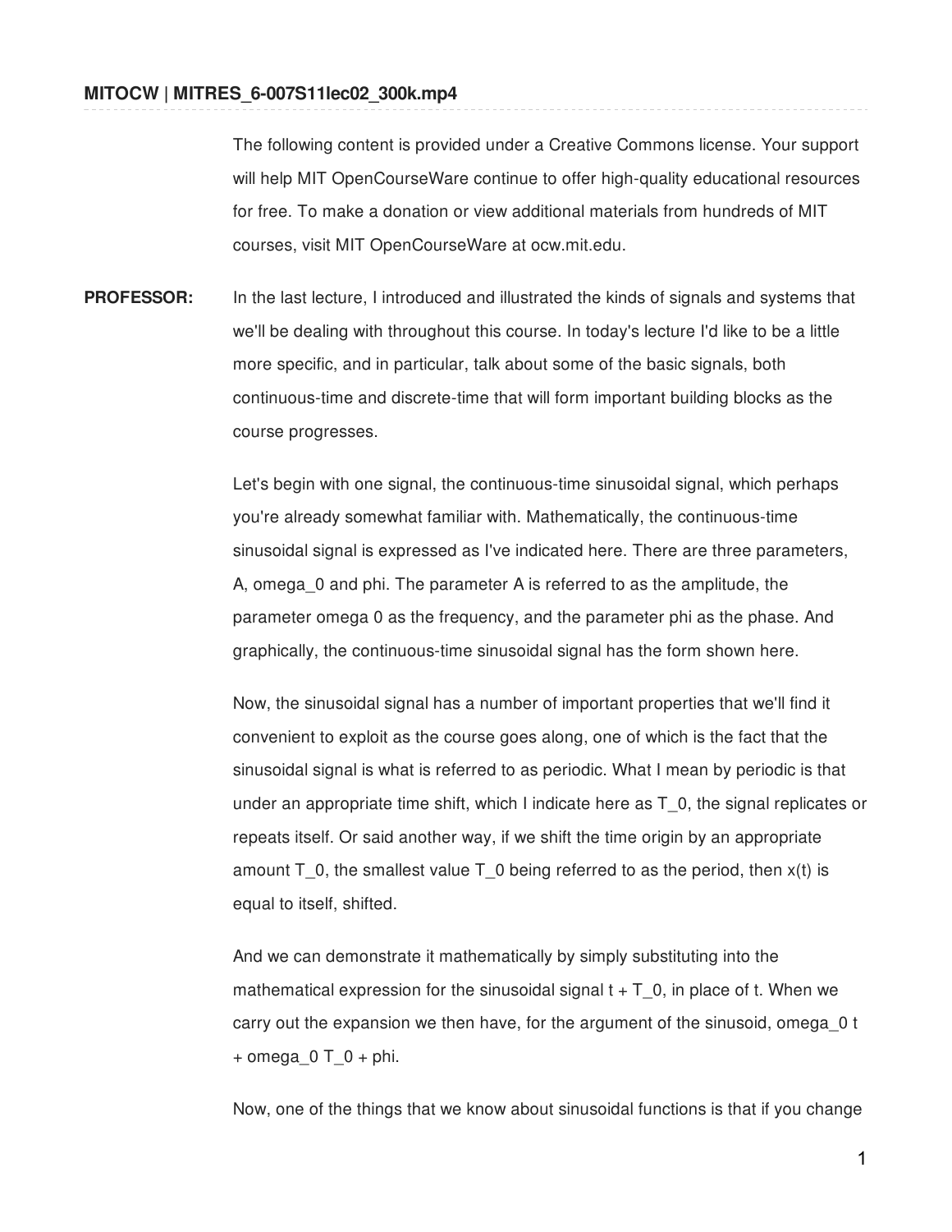**MITOCW | MITRES_6-007S11lec02_300k.mp4**

The following content is provided under a Creative Commons license. Your support will help MIT OpenCourseWare continue to offer high-quality educational resources for free. To make a donation or view additional materials from hundreds of MIT courses, visit MIT OpenCourseWare at ocw.mit.edu.

**PROFESSOR:** In the last lecture, I introduced and illustrated the kinds of signals and systems that we'll be dealing with throughout this course. In today's lecture I'd like to be a little more specific, and in particular, talk about some of the basic signals, both continuous-time and discrete-time that will form important building blocks as the course progresses.

Let's begin with one signal, the continuous-time sinusoidal signal, which perhaps you're already somewhat familiar with. Mathematically, the continuous-time sinusoidal signal is expressed as I've indicated here. There are three parameters, A, $\omega_0$ and $\phi$. The parameter A is referred to as the amplitude, the parameter $\omega_0$ as the frequency, and the parameter $\phi$ as the phase. And graphically, the continuous-time sinusoidal signal has the form shown here.

Now, the sinusoidal signal has a number of important properties that we'll find it convenient to exploit as the course goes along, one of which is the fact that the sinusoidal signal is what is referred to as periodic. What I mean by periodic is that under an appropriate time shift, which I indicate here as $T_0$, the signal replicates or repeats itself. Or said another way, if we shift the time origin by an appropriate amount $T_0$, the smallest value $T_0$ being referred to as the period, then $x(t)$ is equal to itself, shifted.

And we can demonstrate it mathematically by simply substituting into the mathematical expression for the sinusoidal signal $t + T_0$, in place of t. When we carry out the expansion we then have, for the argument of the sinusoid, $\omega_0 t + \omega_0 T_0 + \phi$.

Now, one of the things that we know about sinusoidal functions is that if you change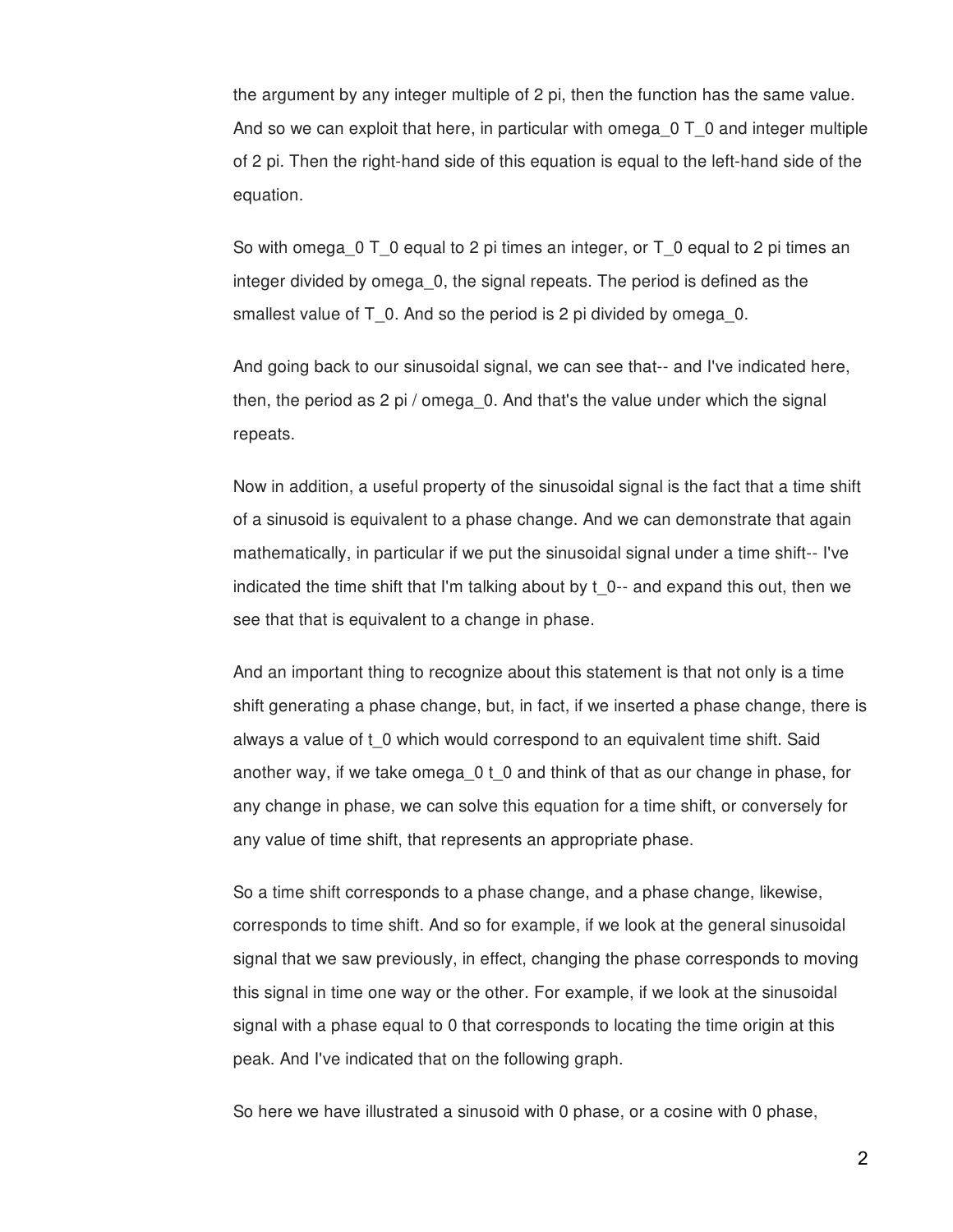the argument by any integer multiple of 2 pi, then the function has the same value. And so we can exploit that here, in particular with $\omega_0 T_0$ and integer multiple of 2 pi. Then the right-hand side of this equation is equal to the left-hand side of the equation.

So with $\omega_0 T_0$ equal to 2 pi times an integer, or $T_0$ equal to 2 pi times an integer divided by $\omega_0$, the signal repeats. The period is defined as the smallest value of $T_0$. And so the period is 2 pi divided by $\omega_0$.

And going back to our sinusoidal signal, we can see that-- and I've indicated here, then, the period as $2\pi / \omega_0$. And that's the value under which the signal repeats.

Now in addition, a useful property of the sinusoidal signal is the fact that a time shift of a sinusoid is equivalent to a phase change. And we can demonstrate that again mathematically, in particular if we put the sinusoidal signal under a time shift-- I've indicated the time shift that I'm talking about by $t_0$-- and expand this out, then we see that that is equivalent to a change in phase.

And an important thing to recognize about this statement is that not only is a time shift generating a phase change, but, in fact, if we inserted a phase change, there is always a value of $t_0$ which would correspond to an equivalent time shift. Said another way, if we take $\omega_0 t_0$ and think of that as our change in phase, for any change in phase, we can solve this equation for a time shift, or conversely for any value of time shift, that represents an appropriate phase.

So a time shift corresponds to a phase change, and a phase change, likewise, corresponds to time shift. And so for example, if we look at the general sinusoidal signal that we saw previously, in effect, changing the phase corresponds to moving this signal in time one way or the other. For example, if we look at the sinusoidal signal with a phase equal to 0 that corresponds to locating the time origin at this peak. And I've indicated that on the following graph.

So here we have illustrated a sinusoid with 0 phase, or a cosine with 0 phase,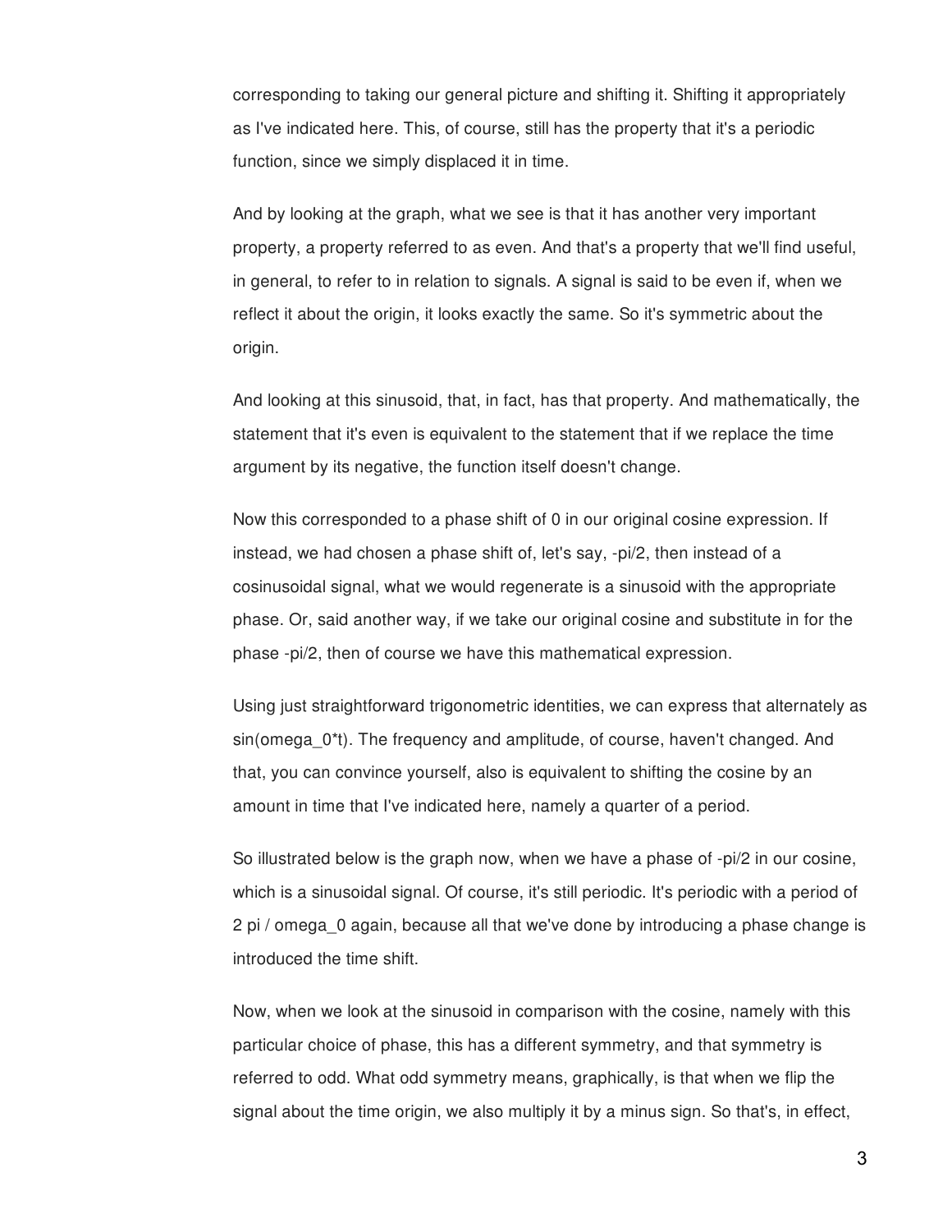corresponding to taking our general picture and shifting it. Shifting it appropriately as I've indicated here. This, of course, still has the property that it's a periodic function, since we simply displaced it in time.

And by looking at the graph, what we see is that it has another very important property, a property referred to as even. And that's a property that we'll find useful, in general, to refer to in relation to signals. A signal is said to be even if, when we reflect it about the origin, it looks exactly the same. So it's symmetric about the origin.

And looking at this sinusoid, that, in fact, has that property. And mathematically, the statement that it's even is equivalent to the statement that if we replace the time argument by its negative, the function itself doesn't change.

Now this corresponded to a phase shift of 0 in our original cosine expression. If instead, we had chosen a phase shift of, let's say, $-\pi/2$, then instead of a cosinusoidal signal, what we would regenerate is a sinusoid with the appropriate phase. Or, said another way, if we take our original cosine and substitute in for the phase $-\pi/2$, then of course we have this mathematical expression.

Using just straightforward trigonometric identities, we can express that alternately as $\sin(\omega_0 t)$. The frequency and amplitude, of course, haven't changed. And that, you can convince yourself, also is equivalent to shifting the cosine by an amount in time that I've indicated here, namely a quarter of a period.

So illustrated below is the graph now, when we have a phase of $-\pi/2$ in our cosine, which is a sinusoidal signal. Of course, it's still periodic. It's periodic with a period of $2\pi / \omega_0$ again, because all that we've done by introducing a phase change is introduced the time shift.

Now, when we look at the sinusoid in comparison with the cosine, namely with this particular choice of phase, this has a different symmetry, and that symmetry is referred to odd. What odd symmetry means, graphically, is that when we flip the signal about the time origin, we also multiply it by a minus sign. So that's, in effect,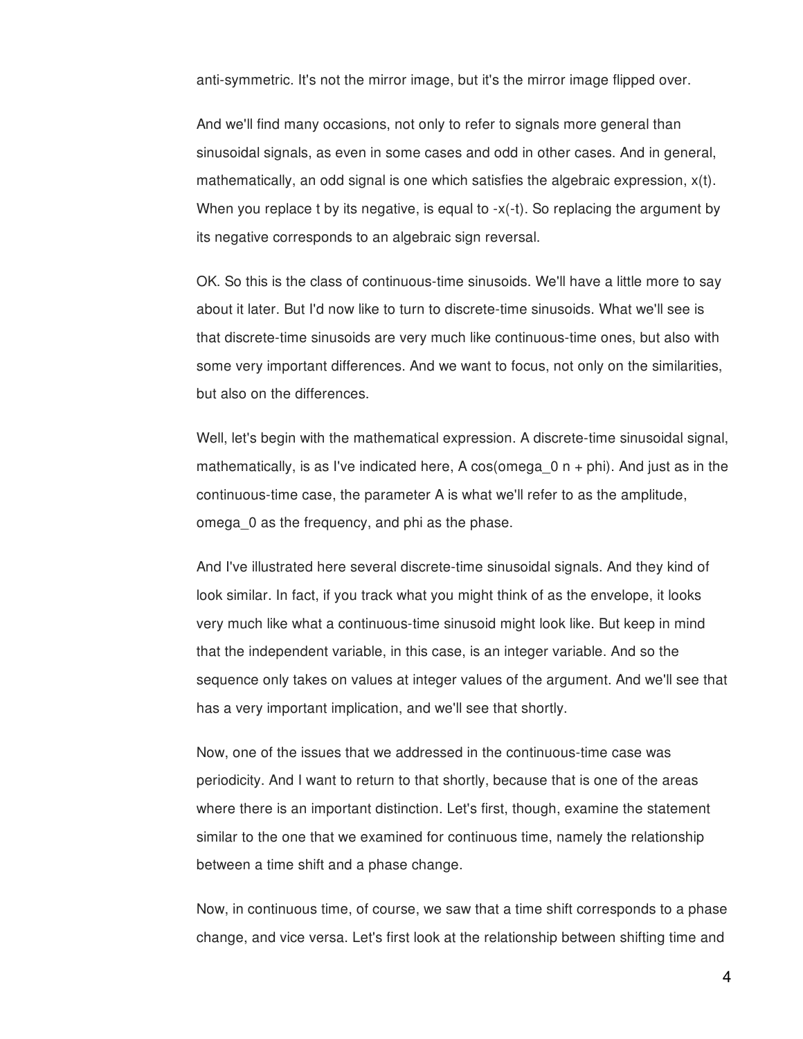anti-symmetric. It's not the mirror image, but it's the mirror image flipped over.

And we'll find many occasions, not only to refer to signals more general than sinusoidal signals, as even in some cases and odd in other cases. And in general, mathematically, an odd signal is one which satisfies the algebraic expression, $x(t)$. When you replace t by its negative, is equal to $-x(-t)$. So replacing the argument by its negative corresponds to an algebraic sign reversal.

OK. So this is the class of continuous-time sinusoids. We'll have a little more to say about it later. But I'd now like to turn to discrete-time sinusoids. What we'll see is that discrete-time sinusoids are very much like continuous-time ones, but also with some very important differences. And we want to focus, not only on the similarities, but also on the differences.

Well, let's begin with the mathematical expression. A discrete-time sinusoidal signal, mathematically, is as I've indicated here, $A \cos(\omega_0 n + \phi)$. And just as in the continuous-time case, the parameter A is what we'll refer to as the amplitude, $\omega_0$ as the frequency, and $\phi$ as the phase.

And I've illustrated here several discrete-time sinusoidal signals. And they kind of look similar. In fact, if you track what you might think of as the envelope, it looks very much like what a continuous-time sinusoid might look like. But keep in mind that the independent variable, in this case, is an integer variable. And so the sequence only takes on values at integer values of the argument. And we'll see that has a very important implication, and we'll see that shortly.

Now, one of the issues that we addressed in the continuous-time case was periodicity. And I want to return to that shortly, because that is one of the areas where there is an important distinction. Let's first, though, examine the statement similar to the one that we examined for continuous time, namely the relationship between a time shift and a phase change.

Now, in continuous time, of course, we saw that a time shift corresponds to a phase change, and vice versa. Let's first look at the relationship between shifting time and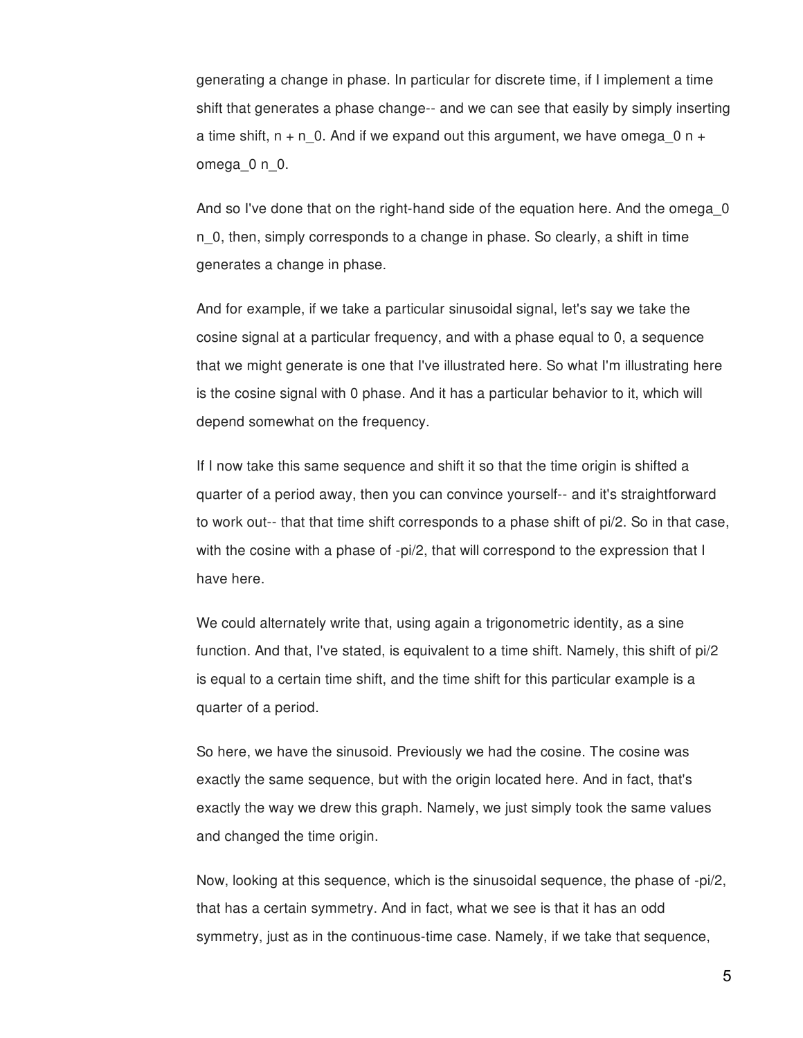generating a change in phase. In particular for discrete time, if I implement a time shift that generates a phase change-- and we can see that easily by simply inserting a time shift, $n + n_0$. And if we expand out this argument, we have $\omega_0 n + \omega_0 n_0$.

And so I've done that on the right-hand side of the equation here. And the $\omega_0 n_0$, then, simply corresponds to a change in phase. So clearly, a shift in time generates a change in phase.

And for example, if we take a particular sinusoidal signal, let's say we take the cosine signal at a particular frequency, and with a phase equal to 0, a sequence that we might generate is one that I've illustrated here. So what I'm illustrating here is the cosine signal with 0 phase. And it has a particular behavior to it, which will depend somewhat on the frequency.

If I now take this same sequence and shift it so that the time origin is shifted a quarter of a period away, then you can convince yourself-- and it's straightforward to work out-- that that time shift corresponds to a phase shift of $\pi/2$. So in that case, with the cosine with a phase of $-\pi/2$, that will correspond to the expression that I have here.

We could alternately write that, using again a trigonometric identity, as a sine function. And that, I've stated, is equivalent to a time shift. Namely, this shift of $\pi/2$ is equal to a certain time shift, and the time shift for this particular example is a quarter of a period.

So here, we have the sinusoid. Previously we had the cosine. The cosine was exactly the same sequence, but with the origin located here. And in fact, that's exactly the way we drew this graph. Namely, we just simply took the same values and changed the time origin.

Now, looking at this sequence, which is the sinusoidal sequence, the phase of $-\pi/2$, that has a certain symmetry. And in fact, what we see is that it has an odd symmetry, just as in the continuous-time case. Namely, if we take that sequence,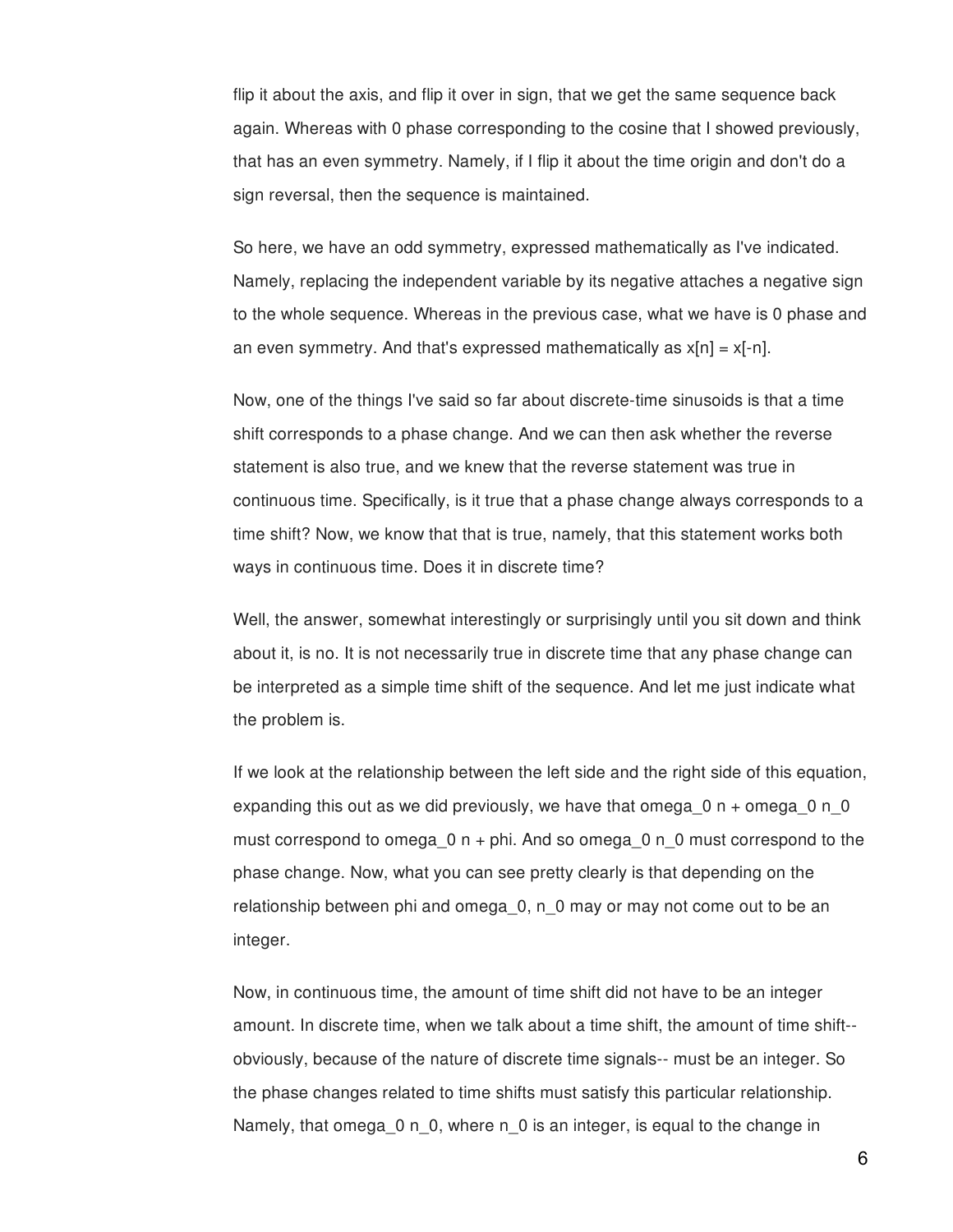flip it about the axis, and flip it over in sign, that we get the same sequence back again. Whereas with 0 phase corresponding to the cosine that I showed previously, that has an even symmetry. Namely, if I flip it about the time origin and don't do a sign reversal, then the sequence is maintained.

So here, we have an odd symmetry, expressed mathematically as I've indicated. Namely, replacing the independent variable by its negative attaches a negative sign to the whole sequence. Whereas in the previous case, what we have is 0 phase and an even symmetry. And that's expressed mathematically as $x[n] = x[-n]$.

Now, one of the things I've said so far about discrete-time sinusoids is that a time shift corresponds to a phase change. And we can then ask whether the reverse statement is also true, and we knew that the reverse statement was true in continuous time. Specifically, is it true that a phase change always corresponds to a time shift? Now, we know that that is true, namely, that this statement works both ways in continuous time. Does it in discrete time?

Well, the answer, somewhat interestingly or surprisingly until you sit down and think about it, is no. It is not necessarily true in discrete time that any phase change can be interpreted as a simple time shift of the sequence. And let me just indicate what the problem is.

If we look at the relationship between the left side and the right side of this equation, expanding this out as we did previously, we have that $\omega_0 n + \omega_0 n_0$ must correspond to $\omega_0 n + \phi$. And so $\omega_0 n_0$ must correspond to the phase change. Now, what you can see pretty clearly is that depending on the relationship between $\phi$ and $\omega_0$, $n_0$ may or may not come out to be an integer.

Now, in continuous time, the amount of time shift did not have to be an integer amount. In discrete time, when we talk about a time shift, the amount of time shift-- obviously, because of the nature of discrete time signals-- must be an integer. So the phase changes related to time shifts must satisfy this particular relationship. Namely, that $\omega_0 n_0$, where $n_0$ is an integer, is equal to the change in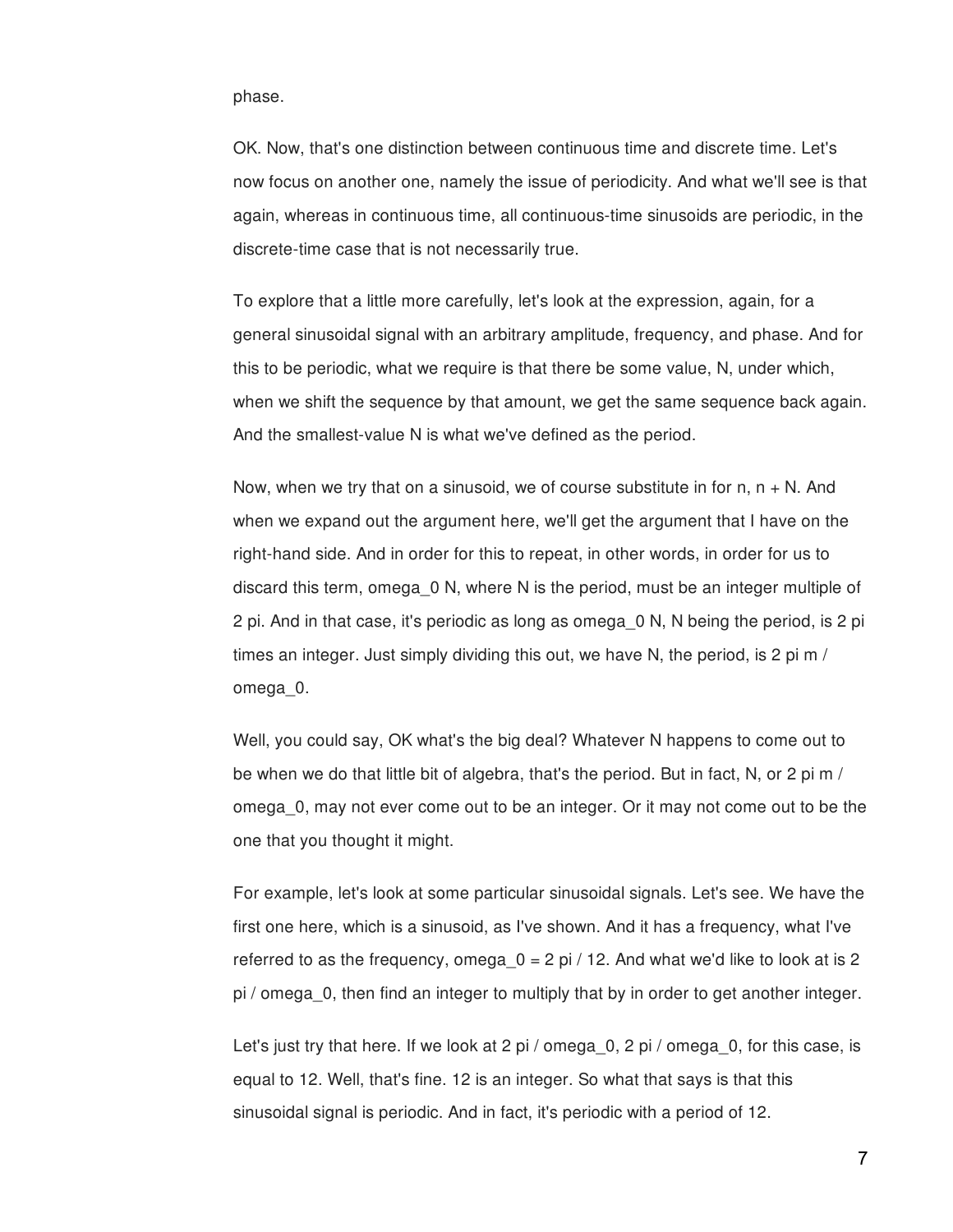phase.

OK. Now, that's one distinction between continuous time and discrete time. Let's now focus on another one, namely the issue of periodicity. And what we'll see is that again, whereas in continuous time, all continuous-time sinusoids are periodic, in the discrete-time case that is not necessarily true.

To explore that a little more carefully, let's look at the expression, again, for a general sinusoidal signal with an arbitrary amplitude, frequency, and phase. And for this to be periodic, what we require is that there be some value, N, under which, when we shift the sequence by that amount, we get the same sequence back again. And the smallest-value N is what we've defined as the period.

Now, when we try that on a sinusoid, we of course substitute in for n, n + N. And when we expand out the argument here, we'll get the argument that I have on the right-hand side. And in order for this to repeat, in other words, in order for us to discard this term, omega_0 N, where N is the period, must be an integer multiple of 2 pi. And in that case, it's periodic as long as omega_0 N, N being the period, is 2 pi times an integer. Just simply dividing this out, we have N, the period, is 2 pi m / omega_0.

Well, you could say, OK what's the big deal? Whatever N happens to come out to be when we do that little bit of algebra, that's the period. But in fact, N, or 2 pi m / omega_0, may not ever come out to be an integer. Or it may not come out to be the one that you thought it might.

For example, let's look at some particular sinusoidal signals. Let's see. We have the first one here, which is a sinusoid, as I've shown. And it has a frequency, what I've referred to as the frequency, omega_0 = 2 pi / 12. And what we'd like to look at is 2 pi / omega_0, then find an integer to multiply that by in order to get another integer.

Let's just try that here. If we look at 2 pi / omega_0, 2 pi / omega_0, for this case, is equal to 12. Well, that's fine. 12 is an integer. So what that says is that this sinusoidal signal is periodic. And in fact, it's periodic with a period of 12.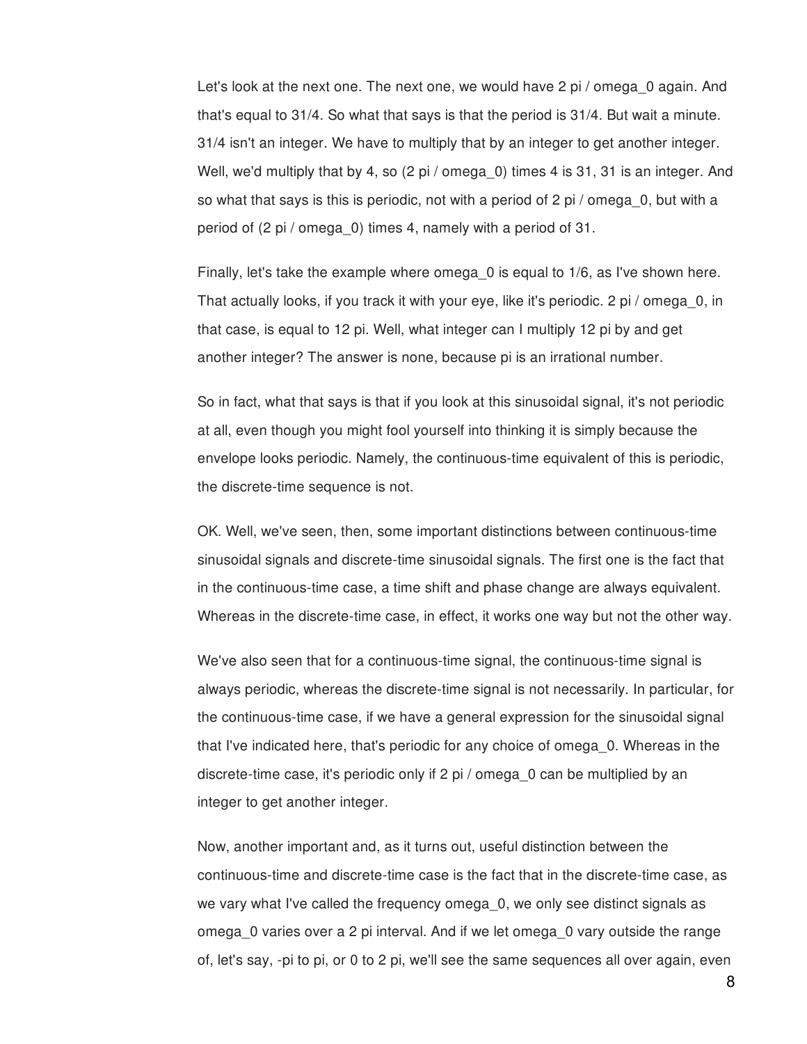Let's look at the next one. The next one, we would have $2\pi / \omega_0$ again. And that's equal to 31/4. So what that says is that the period is 31/4. But wait a minute. 31/4 isn't an integer. We have to multiply that by an integer to get another integer. Well, we'd multiply that by 4, so $(2\pi / \omega_0)$ times 4 is 31, 31 is an integer. And so what that says is this is periodic, not with a period of $2\pi / \omega_0$, but with a period of $(2\pi / \omega_0)$ times 4, namely with a period of 31.

Finally, let's take the example where $\omega_0$ is equal to 1/6, as I've shown here. That actually looks, if you track it with your eye, like it's periodic. $2\pi / \omega_0$, in that case, is equal to $12\pi$. Well, what integer can I multiply $12\pi$ by and get another integer? The answer is none, because $\pi$ is an irrational number.

So in fact, what that says is that if you look at this sinusoidal signal, it's not periodic at all, even though you might fool yourself into thinking it is simply because the envelope looks periodic. Namely, the continuous-time equivalent of this is periodic, the discrete-time sequence is not.

OK. Well, we've seen, then, some important distinctions between continuous-time sinusoidal signals and discrete-time sinusoidal signals. The first one is the fact that in the continuous-time case, a time shift and phase change are always equivalent. Whereas in the discrete-time case, in effect, it works one way but not the other way.

We've also seen that for a continuous-time signal, the continuous-time signal is always periodic, whereas the discrete-time signal is not necessarily. In particular, for the continuous-time case, if we have a general expression for the sinusoidal signal that I've indicated here, that's periodic for any choice of $\omega_0$. Whereas in the discrete-time case, it's periodic only if $2\pi / \omega_0$ can be multiplied by an integer to get another integer.

Now, another important and, as it turns out, useful distinction between the continuous-time and discrete-time case is the fact that in the discrete-time case, as we vary what I've called the frequency $\omega_0$, we only see distinct signals as $\omega_0$ varies over a $2\pi$ interval. And if we let $\omega_0$ vary outside the range of, let's say, $-\pi$ to $\pi$, or 0 to $2\pi$, we'll see the same sequences all over again, even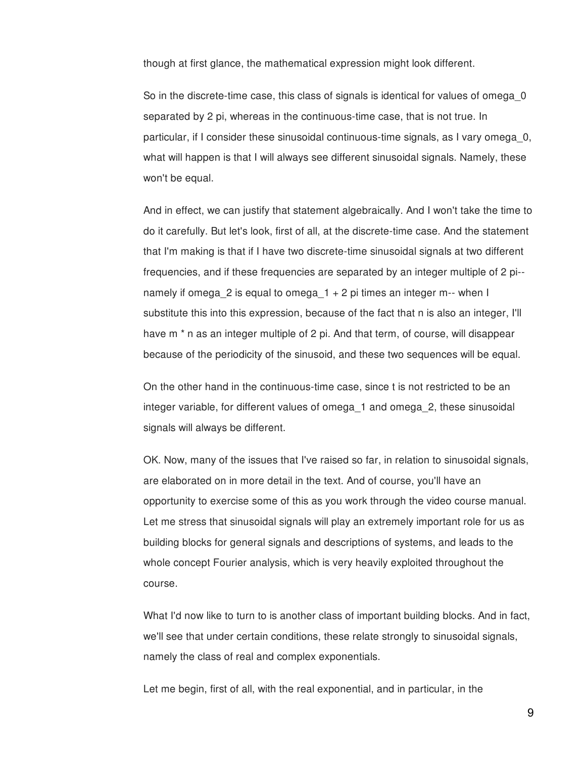though at first glance, the mathematical expression might look different.

So in the discrete-time case, this class of signals is identical for values of omega_0 separated by 2 pi, whereas in the continuous-time case, that is not true. In particular, if I consider these sinusoidal continuous-time signals, as I vary omega_0, what will happen is that I will always see different sinusoidal signals. Namely, these won't be equal.

And in effect, we can justify that statement algebraically. And I won't take the time to do it carefully. But let's look, first of all, at the discrete-time case. And the statement that I'm making is that if I have two discrete-time sinusoidal signals at two different frequencies, and if these frequencies are separated by an integer multiple of 2 pi-- namely if omega_2 is equal to omega_1 + 2 pi times an integer m-- when I substitute this into this expression, because of the fact that n is also an integer, I'll have m * n as an integer multiple of 2 pi. And that term, of course, will disappear because of the periodicity of the sinusoid, and these two sequences will be equal.

On the other hand in the continuous-time case, since t is not restricted to be an integer variable, for different values of omega_1 and omega_2, these sinusoidal signals will always be different.

OK. Now, many of the issues that I've raised so far, in relation to sinusoidal signals, are elaborated on in more detail in the text. And of course, you'll have an opportunity to exercise some of this as you work through the video course manual. Let me stress that sinusoidal signals will play an extremely important role for us as building blocks for general signals and descriptions of systems, and leads to the whole concept Fourier analysis, which is very heavily exploited throughout the course.

What I'd now like to turn to is another class of important building blocks. And in fact, we'll see that under certain conditions, these relate strongly to sinusoidal signals, namely the class of real and complex exponentials.

Let me begin, first of all, with the real exponential, and in particular, in the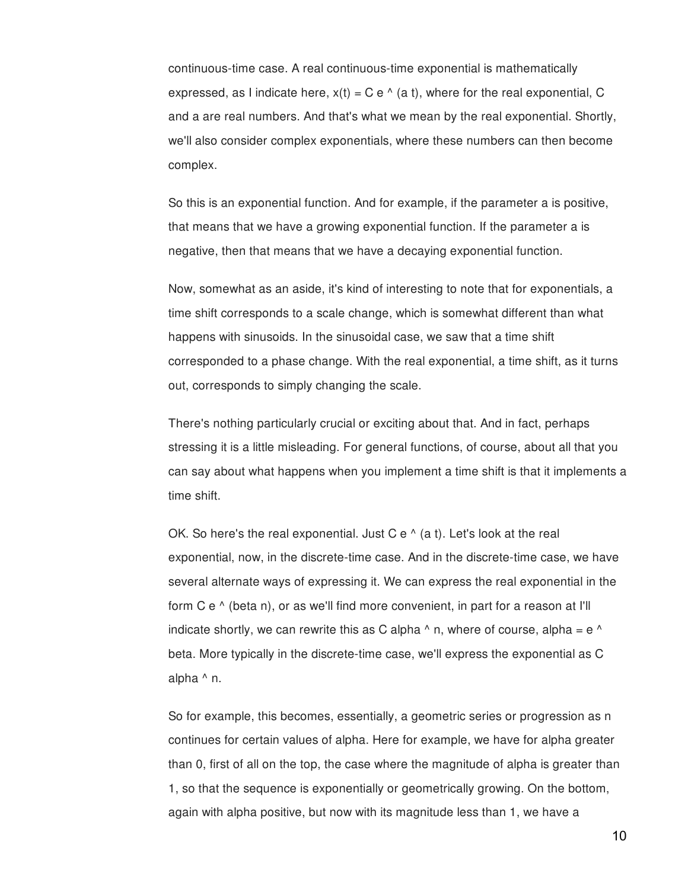continuous-time case. A real continuous-time exponential is mathematically expressed, as I indicate here, $x(t) = C e^{at}$, where for the real exponential, C and a are real numbers. And that's what we mean by the real exponential. Shortly, we'll also consider complex exponentials, where these numbers can then become complex.

So this is an exponential function. And for example, if the parameter a is positive, that means that we have a growing exponential function. If the parameter a is negative, then that means that we have a decaying exponential function.

Now, somewhat as an aside, it's kind of interesting to note that for exponentials, a time shift corresponds to a scale change, which is somewhat different than what happens with sinusoids. In the sinusoidal case, we saw that a time shift corresponded to a phase change. With the real exponential, a time shift, as it turns out, corresponds to simply changing the scale.

There's nothing particularly crucial or exciting about that. And in fact, perhaps stressing it is a little misleading. For general functions, of course, about all that you can say about what happens when you implement a time shift is that it implements a time shift.

OK. So here's the real exponential. Just $C e^{at}$. Let's look at the real exponential, now, in the discrete-time case. And in the discrete-time case, we have several alternate ways of expressing it. We can express the real exponential in the form $C e^{\beta n}$, or as we'll find more convenient, in part for a reason at I'll indicate shortly, we can rewrite this as $C \alpha^n$, where of course, $\alpha = e^\beta$. More typically in the discrete-time case, we'll express the exponential as $C \alpha^n$.

So for example, this becomes, essentially, a geometric series or progression as n continues for certain values of alpha. Here for example, we have for alpha greater than 0, first of all on the top, the case where the magnitude of alpha is greater than 1, so that the sequence is exponentially or geometrically growing. On the bottom, again with alpha positive, but now with its magnitude less than 1, we have a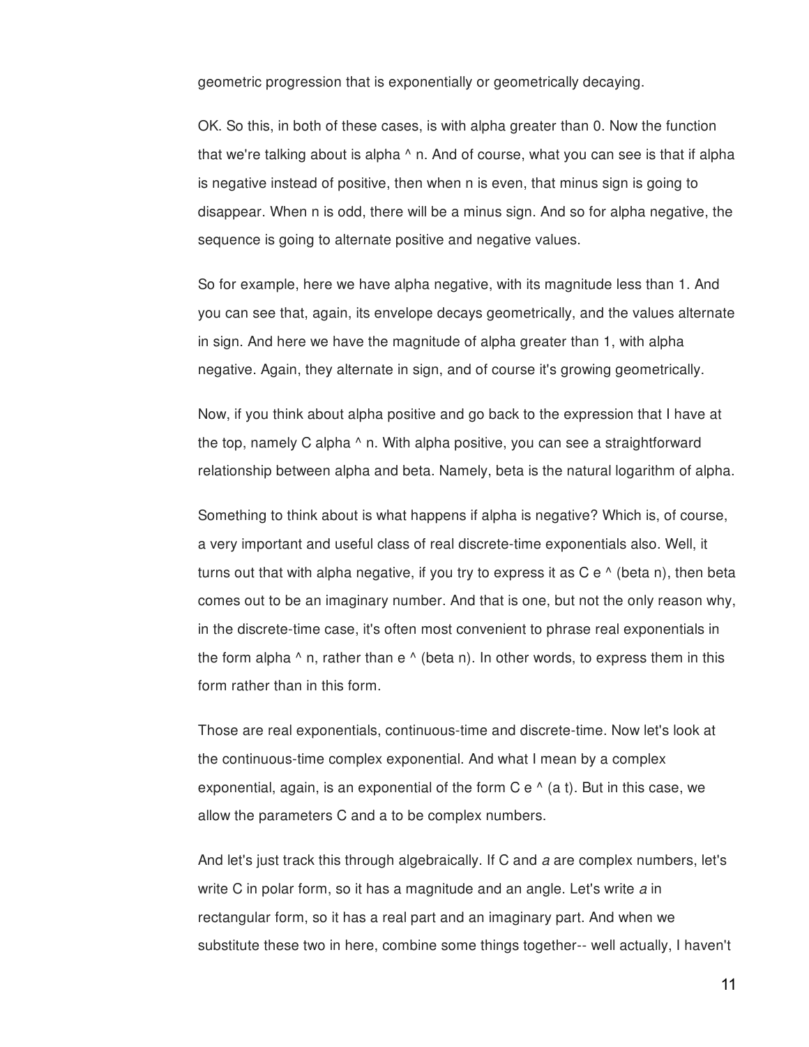geometric progression that is exponentially or geometrically decaying.

OK. So this, in both of these cases, is with alpha greater than 0. Now the function that we're talking about is alpha ^ n. And of course, what you can see is that if alpha is negative instead of positive, then when n is even, that minus sign is going to disappear. When n is odd, there will be a minus sign. And so for alpha negative, the sequence is going to alternate positive and negative values.

So for example, here we have alpha negative, with its magnitude less than 1. And you can see that, again, its envelope decays geometrically, and the values alternate in sign. And here we have the magnitude of alpha greater than 1, with alpha negative. Again, they alternate in sign, and of course it's growing geometrically.

Now, if you think about alpha positive and go back to the expression that I have at the top, namely C alpha ^ n. With alpha positive, you can see a straightforward relationship between alpha and beta. Namely, beta is the natural logarithm of alpha.

Something to think about is what happens if alpha is negative? Which is, of course, a very important and useful class of real discrete-time exponentials also. Well, it turns out that with alpha negative, if you try to express it as C e ^ (beta n), then beta comes out to be an imaginary number. And that is one, but not the only reason why, in the discrete-time case, it's often most convenient to phrase real exponentials in the form alpha ^ n, rather than e ^ (beta n). In other words, to express them in this form rather than in this form.

Those are real exponentials, continuous-time and discrete-time. Now let's look at the continuous-time complex exponential. And what I mean by a complex exponential, again, is an exponential of the form C e ^ (a t). But in this case, we allow the parameters C and a to be complex numbers.

And let's just track this through algebraically. If C and *a* are complex numbers, let's write C in polar form, so it has a magnitude and an angle. Let's write *a* in rectangular form, so it has a real part and an imaginary part. And when we substitute these two in here, combine some things together-- well actually, I haven't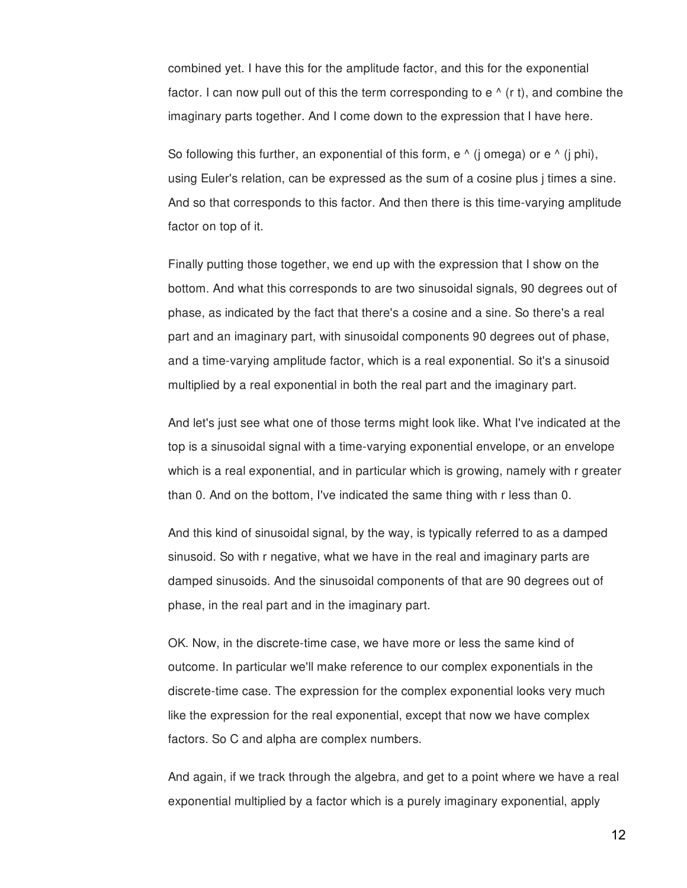combined yet. I have this for the amplitude factor, and this for the exponential factor. I can now pull out of this the term corresponding to e ^ (r t), and combine the imaginary parts together. And I come down to the expression that I have here.

So following this further, an exponential of this form, e ^ (j omega) or e ^ (j phi), using Euler's relation, can be expressed as the sum of a cosine plus j times a sine. And so that corresponds to this factor. And then there is this time-varying amplitude factor on top of it.

Finally putting those together, we end up with the expression that I show on the bottom. And what this corresponds to are two sinusoidal signals, 90 degrees out of phase, as indicated by the fact that there's a cosine and a sine. So there's a real part and an imaginary part, with sinusoidal components 90 degrees out of phase, and a time-varying amplitude factor, which is a real exponential. So it's a sinusoid multiplied by a real exponential in both the real part and the imaginary part.

And let's just see what one of those terms might look like. What I've indicated at the top is a sinusoidal signal with a time-varying exponential envelope, or an envelope which is a real exponential, and in particular which is growing, namely with r greater than 0. And on the bottom, I've indicated the same thing with r less than 0.

And this kind of sinusoidal signal, by the way, is typically referred to as a damped sinusoid. So with r negative, what we have in the real and imaginary parts are damped sinusoids. And the sinusoidal components of that are 90 degrees out of phase, in the real part and in the imaginary part.

OK. Now, in the discrete-time case, we have more or less the same kind of outcome. In particular we'll make reference to our complex exponentials in the discrete-time case. The expression for the complex exponential looks very much like the expression for the real exponential, except that now we have complex factors. So C and alpha are complex numbers.

And again, if we track through the algebra, and get to a point where we have a real exponential multiplied by a factor which is a purely imaginary exponential, apply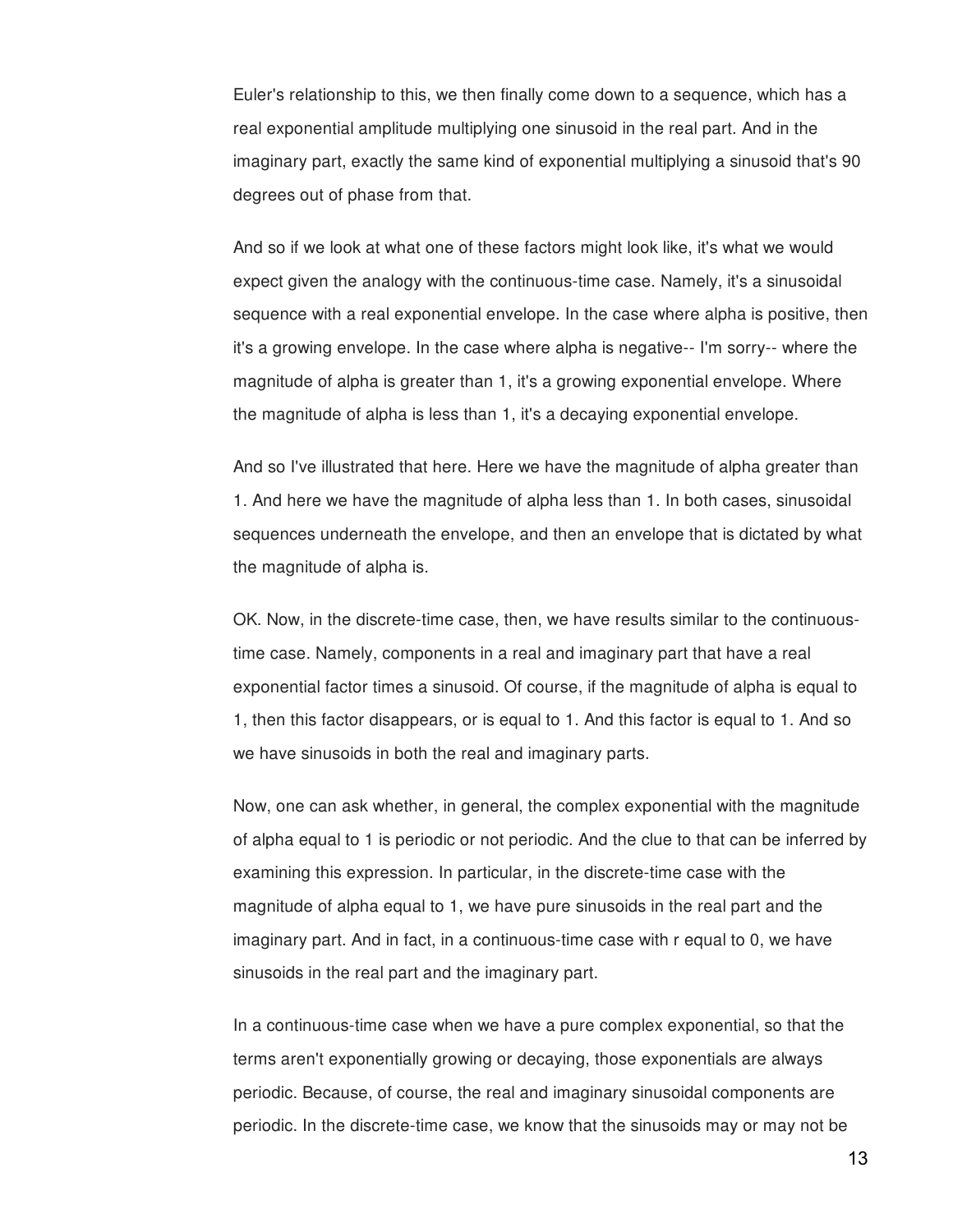Euler's relationship to this, we then finally come down to a sequence, which has a real exponential amplitude multiplying one sinusoid in the real part. And in the imaginary part, exactly the same kind of exponential multiplying a sinusoid that's 90 degrees out of phase from that.

And so if we look at what one of these factors might look like, it's what we would expect given the analogy with the continuous-time case. Namely, it's a sinusoidal sequence with a real exponential envelope. In the case where alpha is positive, then it's a growing envelope. In the case where alpha is negative-- I'm sorry-- where the magnitude of alpha is greater than 1, it's a growing exponential envelope. Where the magnitude of alpha is less than 1, it's a decaying exponential envelope.

And so I've illustrated that here. Here we have the magnitude of alpha greater than 1. And here we have the magnitude of alpha less than 1. In both cases, sinusoidal sequences underneath the envelope, and then an envelope that is dictated by what the magnitude of alpha is.

OK. Now, in the discrete-time case, then, we have results similar to the continuous-time case. Namely, components in a real and imaginary part that have a real exponential factor times a sinusoid. Of course, if the magnitude of alpha is equal to 1, then this factor disappears, or is equal to 1. And this factor is equal to 1. And so we have sinusoids in both the real and imaginary parts.

Now, one can ask whether, in general, the complex exponential with the magnitude of alpha equal to 1 is periodic or not periodic. And the clue to that can be inferred by examining this expression. In particular, in the discrete-time case with the magnitude of alpha equal to 1, we have pure sinusoids in the real part and the imaginary part. And in fact, in a continuous-time case with r equal to 0, we have sinusoids in the real part and the imaginary part.

In a continuous-time case when we have a pure complex exponential, so that the terms aren't exponentially growing or decaying, those exponentials are always periodic. Because, of course, the real and imaginary sinusoidal components are periodic. In the discrete-time case, we know that the sinusoids may or may not be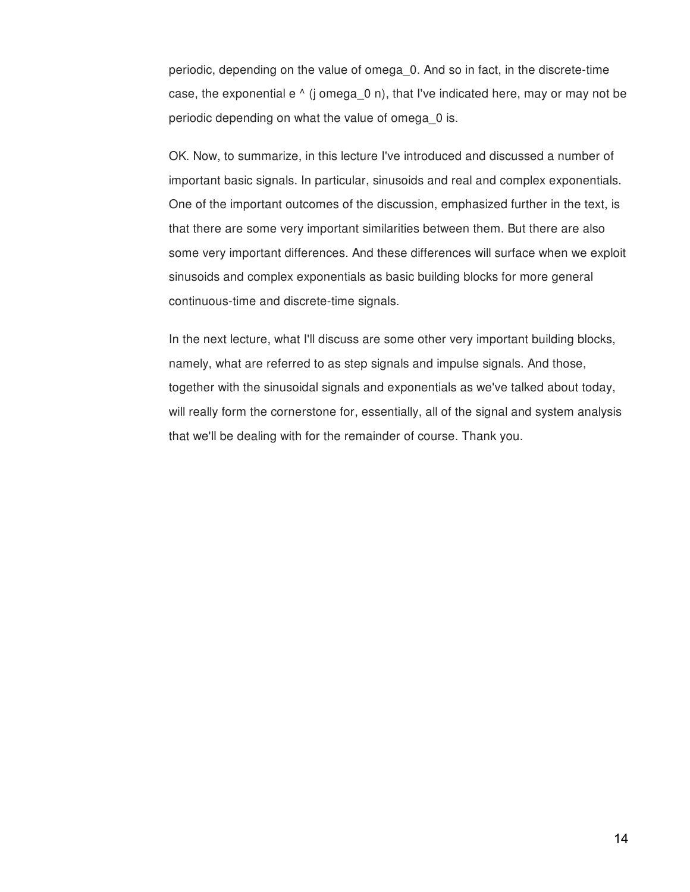periodic, depending on the value of $\omega_0$. And so in fact, in the discrete-time case, the exponential $e^{j \omega_0 n}$, that I've indicated here, may or may not be periodic depending on what the value of $\omega_0$ is.

OK. Now, to summarize, in this lecture I've introduced and discussed a number of important basic signals. In particular, sinusoids and real and complex exponentials. One of the important outcomes of the discussion, emphasized further in the text, is that there are some very important similarities between them. But there are also some very important differences. And these differences will surface when we exploit sinusoids and complex exponentials as basic building blocks for more general continuous-time and discrete-time signals.

In the next lecture, what I'll discuss are some other very important building blocks, namely, what are referred to as step signals and impulse signals. And those, together with the sinusoidal signals and exponentials as we've talked about today, will really form the cornerstone for, essentially, all of the signal and system analysis that we'll be dealing with for the remainder of course. Thank you.